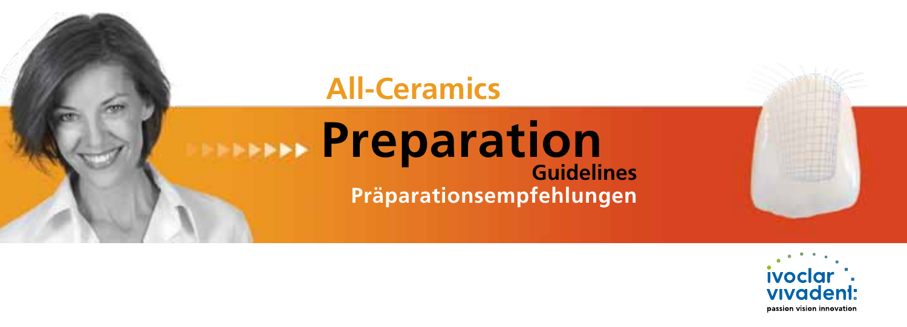# All-Ceramics

# Preparation Guidelines

## Präparationsempfehlungen

ivoclar vivadent

passion vision innovation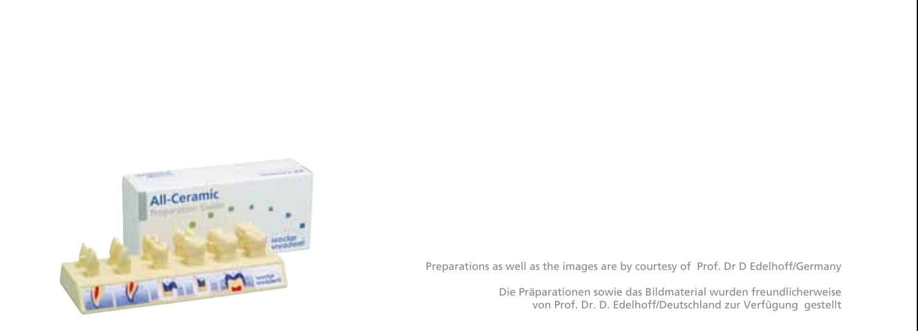Preparations as well as the images are by courtesy of Prof. Dr D Edelhoff/Germany

Die Präparationen sowie das Bildmaterial wurden freundlicherweise von Prof. Dr. D. Edelhoff/Deutschland zur Verfügung gestellt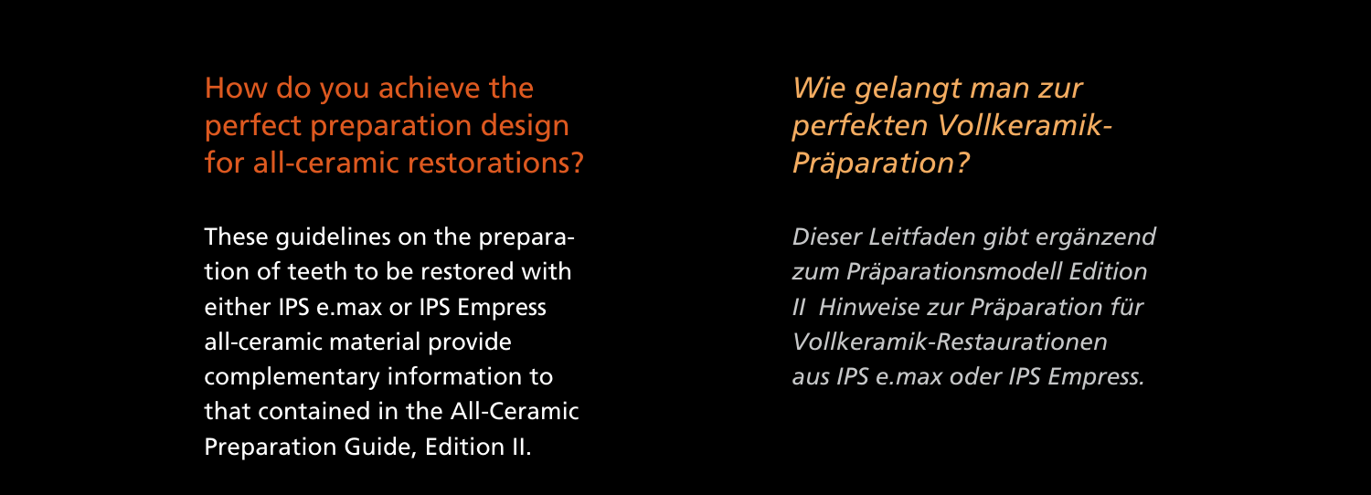## How do you achieve the perfect preparation design for all-ceramic restorations?

These guidelines on the preparation of teeth to be restored with either IPS e.max or IPS Empress all-ceramic material provide complementary information to that contained in the All-Ceramic Preparation Guide, Edition II.

## *Wie gelangt man zur perfekten Vollkeramik-Präparation?*

*Dieser Leitfaden gibt ergänzend zum Präparationsmodell Edition II Hinweise zur Präparation für Vollkeramik-Restaurationen aus IPS e.max oder IPS Empress.*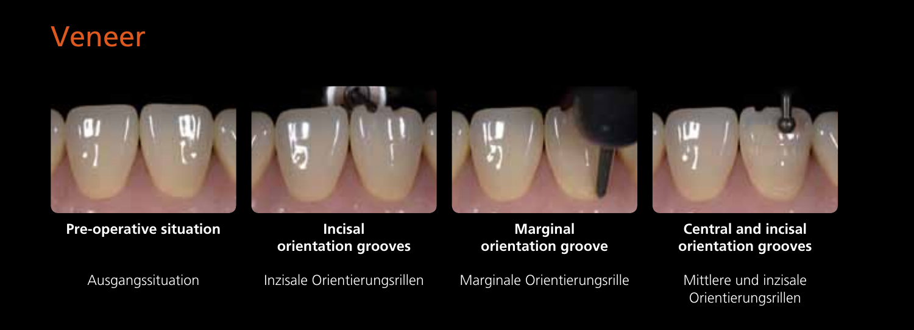# Veneer

**Pre-operative situation**

Ausgangssituation

**Incisal orientation grooves**

Inzisale Orientierungsrillen

**Marginal orientation groove**

Marginale Orientierungsrille

**Central and incisal orientation grooves**

Mittlere und inzisale Orientierungsrillen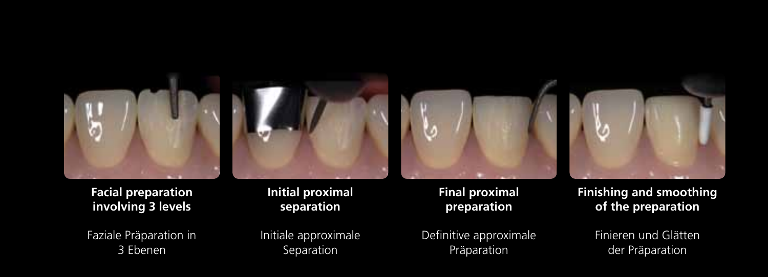**Facial preparation involving 3 levels**

Faziale Präparation in 3 Ebenen

**Initial proximal separation**

Initiale approximale Separation

**Final proximal preparation**

Definitive approximale Präparation

**Finishing and smoothing of the preparation**

Finieren und Glätten der Präparation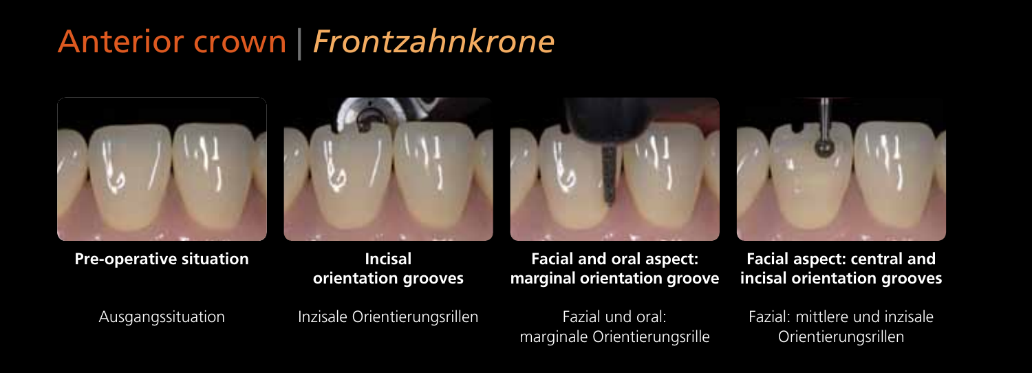# Anterior crown | *Frontzahnkrone*

**Pre-operative situation**

Ausgangssituation

**Incisal orientation grooves**

Inzisale Orientierungsrillen

**Facial and oral aspect: marginal orientation groove**

Fazial und oral: marginale Orientierungsrille

**Facial aspect: central and incisal orientation grooves**

Fazial: mittlere und inzisale Orientierungsrillen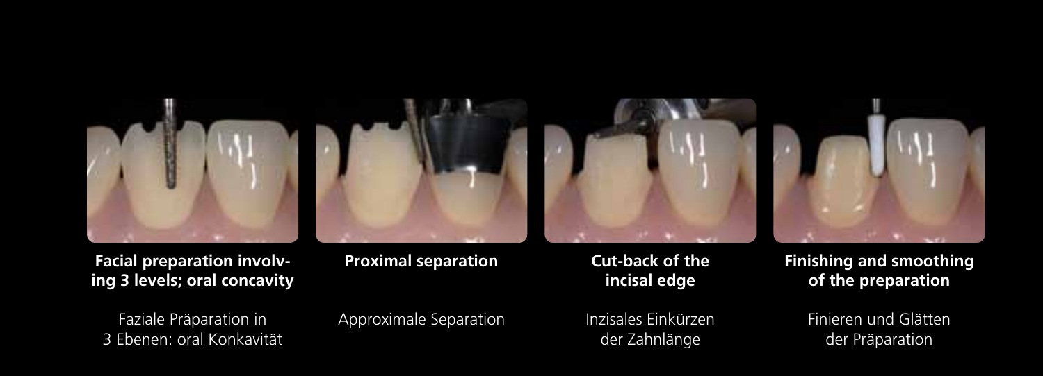**Facial preparation involving 3 levels; oral concavity**

Faziale Präparation in 3 Ebenen: oral Konkavität

**Proximal separation**

Approximale Separation

**Cut-back of the incisal edge**

Inzisales Einkürzen der Zahnlänge

**Finishing and smoothing of the preparation**

Finieren und Glätten der Präparation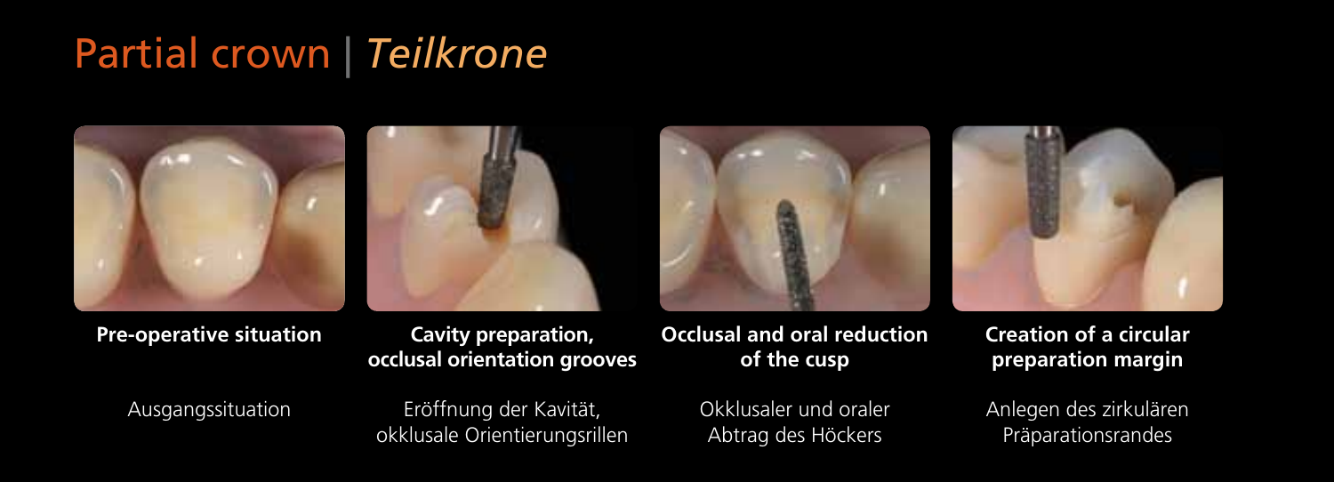# Partial crown | *Teilkrone*

**Pre-operative situation**

Ausgangssituation

**Cavity preparation, occlusal orientation grooves**

Eröffnung der Kavität, okklusale Orientierungsrillen

**Occlusal and oral reduction of the cusp**

Okklusaler und oraler Abtrag des Höckers

**Creation of a circular preparation margin**

Anlegen des zirkulären Präparationsrandes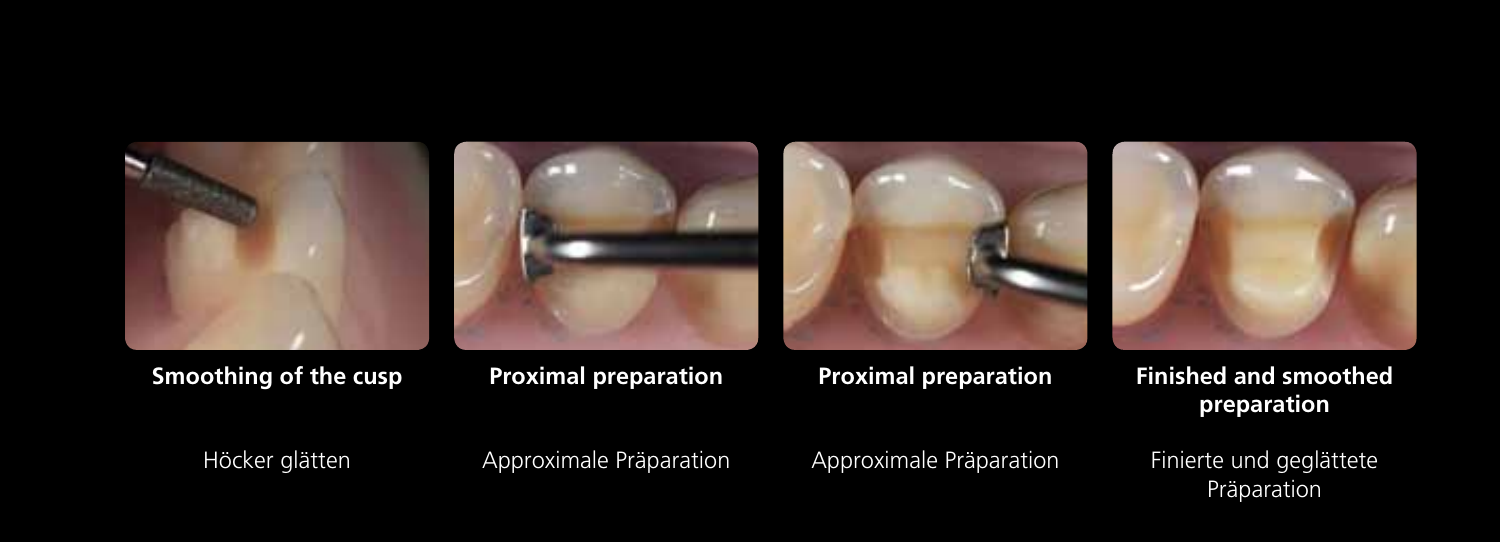**Smoothing of the cusp**

Höcker glätten

**Proximal preparation**

Approximale Präparation

**Proximal preparation**

Approximale Präparation

**Finished and smoothed preparation**

Finierte und geglättete Präparation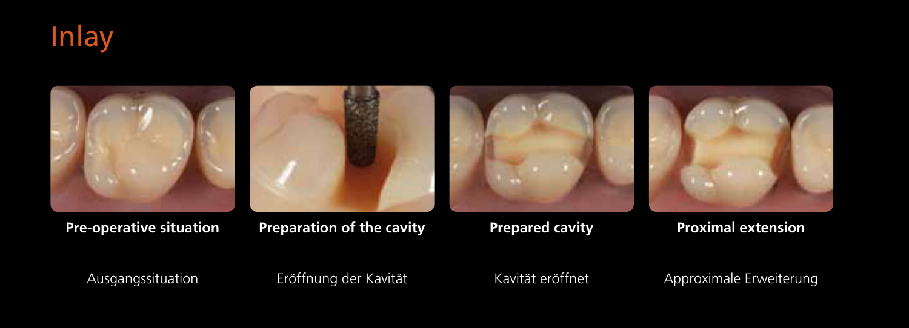# Inlay

**Pre-operative situation**

Ausgangssituation

**Preparation of the cavity**

Eröffnung der Kavität

**Prepared cavity**

Kavität eröffnet

**Proximal extension**

Approximale Erweiterung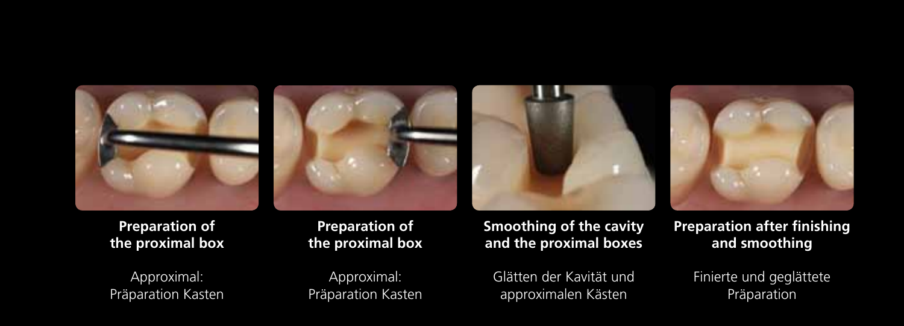**Preparation of the proximal box**

Approximal: Präparation Kasten

**Preparation of the proximal box**

Approximal: Präparation Kasten

**Smoothing of the cavity and the proximal boxes**

Glätten der Kavität und approximalen Kästen

**Preparation after finishing and smoothing**

Finierte und geglättete Präparation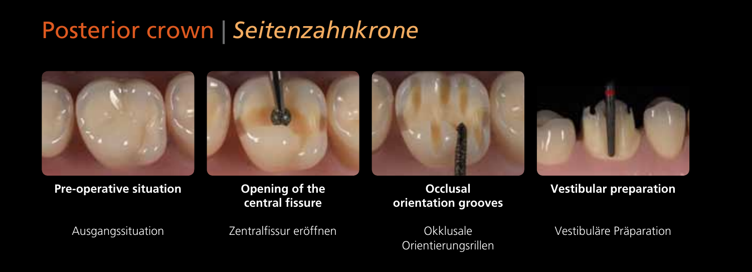# Posterior crown | *Seitenzahnkrone*

**Pre-operative situation**

Ausgangssituation

**Opening of the central fissure**

Zentralfissur eröffnen

**Occlusal orientation grooves**

Okklusale Orientierungsrillen

**Vestibular preparation**

Vestibuläre Präparation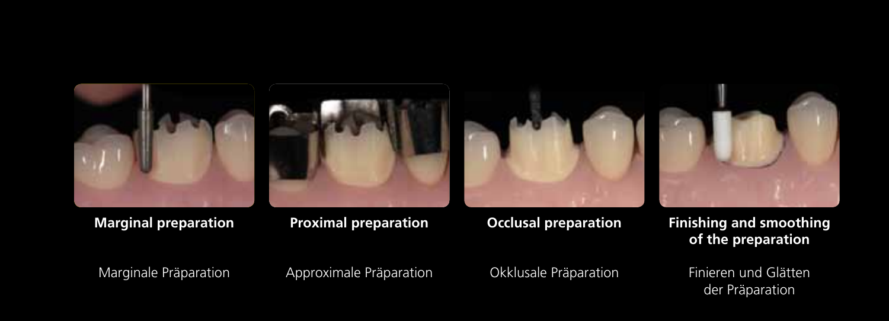**Marginal preparation**

Marginale Präparation

**Proximal preparation**

Approximale Präparation

**Occlusal preparation**

Okklusale Präparation

**Finishing and smoothing of the preparation**

Finieren und Glätten der Präparation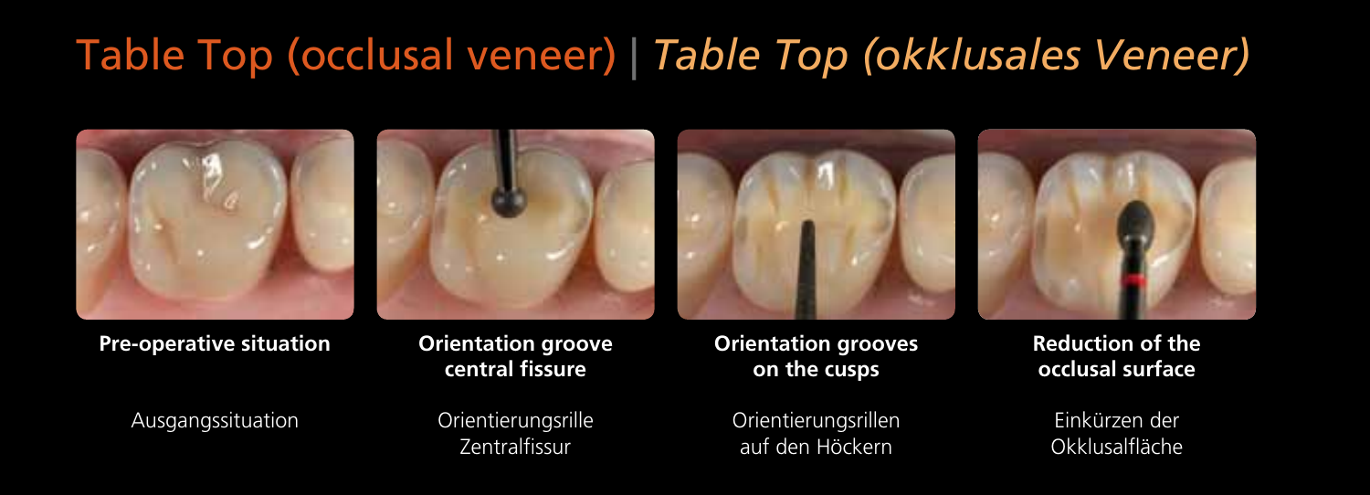# Table Top (occlusal veneer) | *Table Top (okklusales Veneer)*

**Pre-operative situation**

Ausgangssituation

**Orientation groove central fissure**

Orientierungsrille Zentralfissur

**Orientation grooves on the cusps**

Orientierungsrillen auf den Höckern

**Reduction of the occlusal surface**

Einkürzen der Okklusalfläche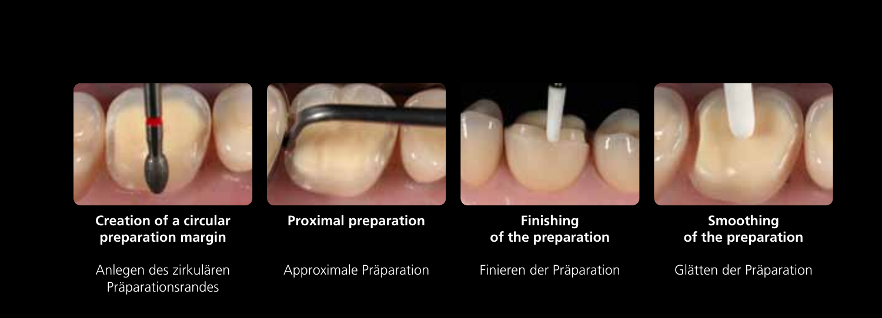**Creation of a circular preparation margin**

Anlegen des zirkulären Präparationsrandes

**Proximal preparation**

Approximale Präparation

**Finishing of the preparation**

Finieren der Präparation

**Smoothing of the preparation**

Glätten der Präparation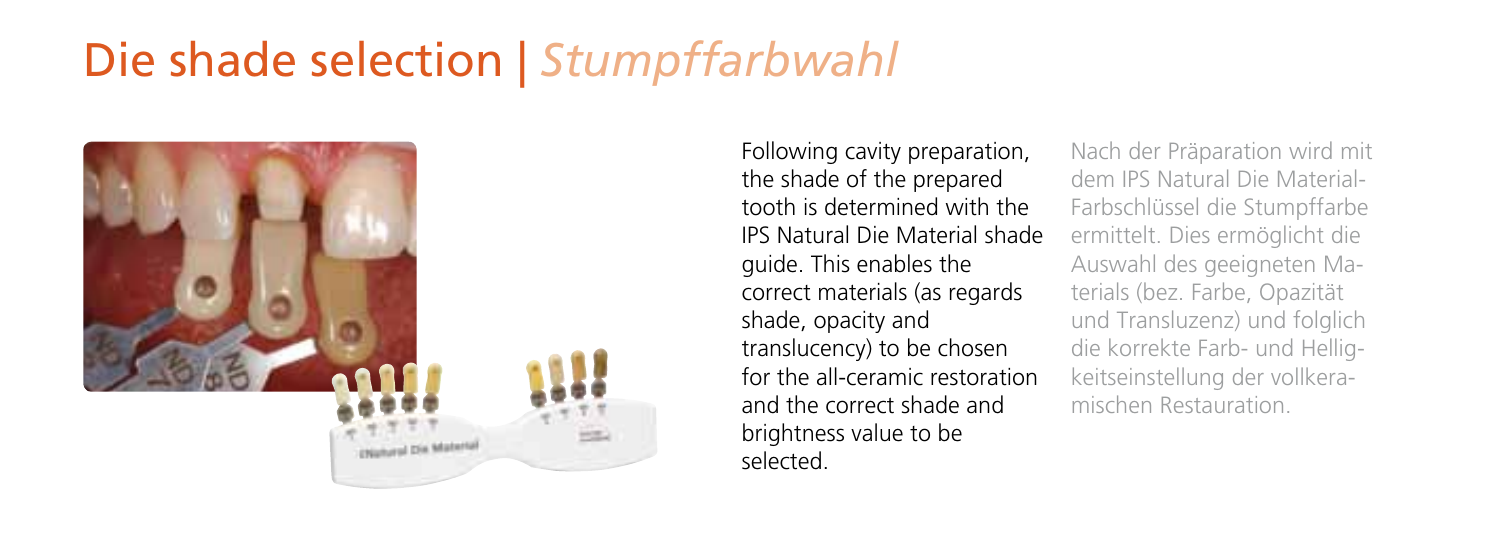# Die shade selection | *Stumpffarbwahl*

Following cavity preparation, the shade of the prepared tooth is determined with the IPS Natural Die Material shade guide. This enables the correct materials (as regards shade, opacity and translucency) to be chosen for the all-ceramic restoration and the correct shade and brightness value to be selected.

Nach der Präparation wird mit dem IPS Natural Die Material-Farbschlüssel die Stumpffarbe ermittelt. Dies ermöglicht die Auswahl des geeigneten Materials (bez. Farbe, Opazität und Transluzenz) und folglich die korrekte Farb- und Helligkeitseinstellung der vollkeramischen Restauration.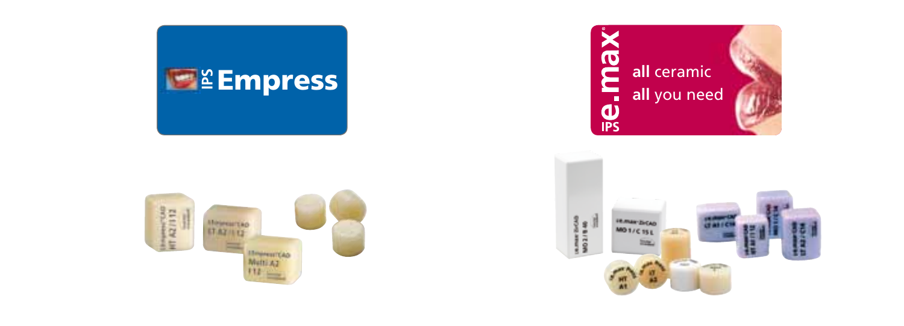IPS Empress

IPS e.max

**all** ceramic
**all** you need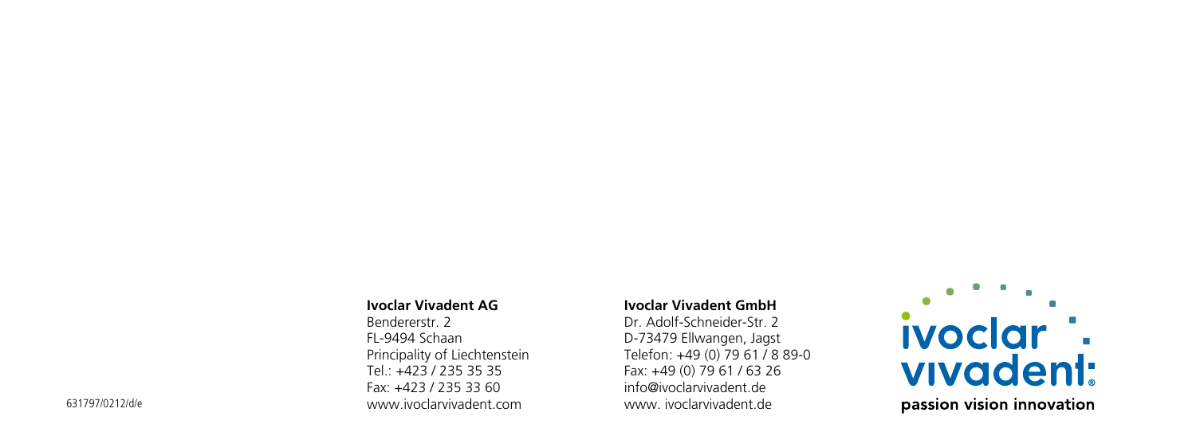**Ivoclar Vivadent AG**
Bendererstr. 2
FL-9494 Schaan
Principality of Liechtenstein
Tel.: +423 / 235 35 35
Fax: +423 / 235 33 60
www.ivoclarvivadent.com

**Ivoclar Vivadent GmbH**
Dr. Adolf-Schneider-Str. 2
D-73479 Ellwangen, Jagst
Telefon: +49 (0) 79 61 / 8 89-0
Fax: +49 (0) 79 61 / 63 26
info@ivoclarvivadent.de
www. ivoclarvivadent.de

ivoclar vivadent®
passion vision innovation

631797/0212/d/e